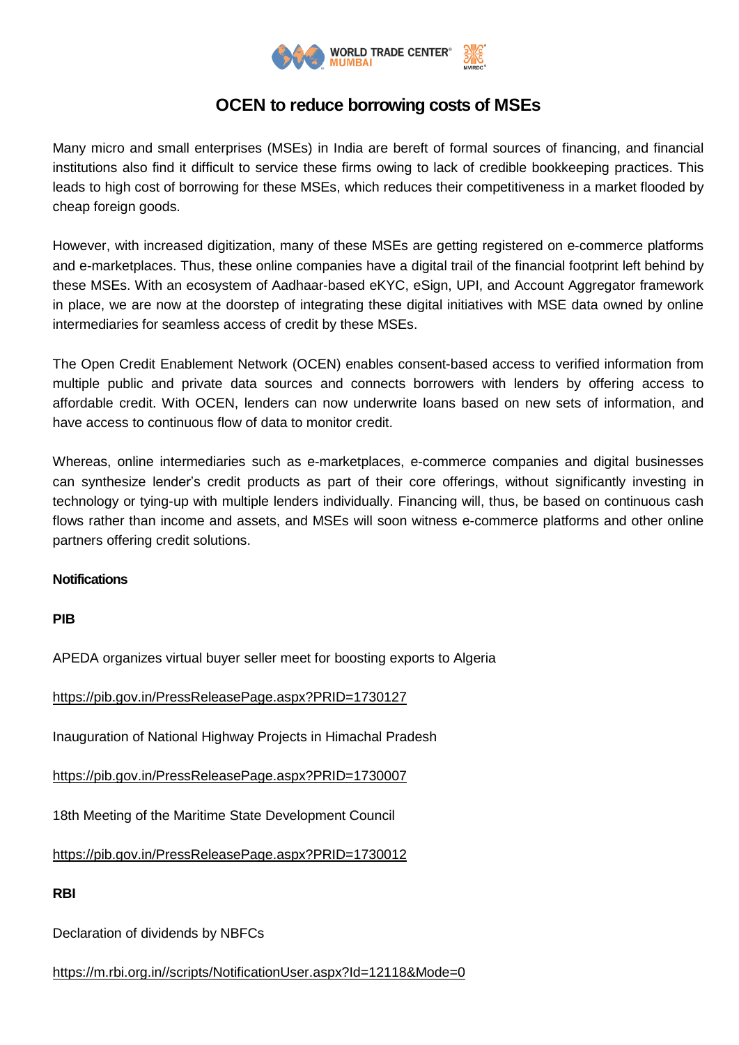# OCEN to reduce borrowing costs of MSEs

Many micro and small enterprises (MSEs) in India are bereft of formal sources of financing, and financial institutions also find it difficult to service these firms owing to lack of credible bookkeeping practices. This leads to high cost of borrowing for these MSEs, which reduces their competitiveness in a market flooded by cheap foreign goods.

However, with increased digitization, many of these MSEs are getting registered on e-commerce platforms and e-marketplaces. Thus, these online companies have a digital trail of the financial footprint left behind by these MSEs. With an ecosystem of Aadhaar-based eKYC, eSign, UPI, and Account Aggregator framework in place, we are now at the doorstep of integrating these digital initiatives with MSE data owned by online intermediaries for seamless access of credit by these MSEs.

The Open Credit Enablement Network (OCEN) enables consent-based access to verified information from multiple public and private data sources and connects borrowers with lenders by offering access to affordable credit. With OCEN, lenders can now underwrite loans based on new sets of information, and have access to continuous flow of data to monitor credit.

Whereas, online intermediaries such as e-marketplaces, e-commerce companies and digital businesses can synthesize lender's credit products as part of their core offerings, without significantly investing in technology or tying-up with multiple lenders individually. Financing will, thus, be based on continuous cash flows rather than income and assets, and MSEs will soon witness e-commerce platforms and other online partners offering credit solutions.

**Notifications**

**PIB**

APEDA organizes virtual buyer seller meet for boosting exports to Algeria

https://pib.gov.in/PressReleasePage.aspx?PRID=1730127

Inauguration of National Highway Projects in Himachal Pradesh

https://pib.gov.in/PressReleasePage.aspx?PRID=1730007

18th Meeting of the Maritime State Development Council

https://pib.gov.in/PressReleasePage.aspx?PRID=1730012

**RBI**

Declaration of dividends by NBFCs

https://m.rbi.org.in//scripts/NotificationUser.aspx?Id=12118&Mode=0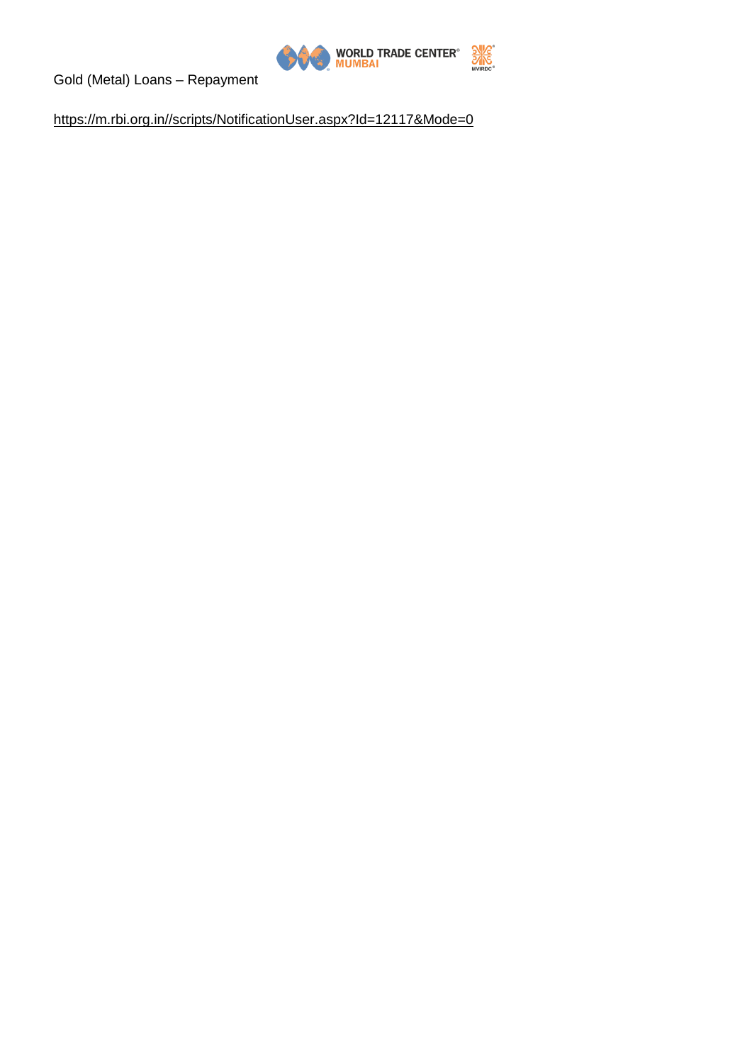Gold (Metal) Loans – Repayment

https://m.rbi.org.in//scripts/NotificationUser.aspx?Id=12117&Mode=0